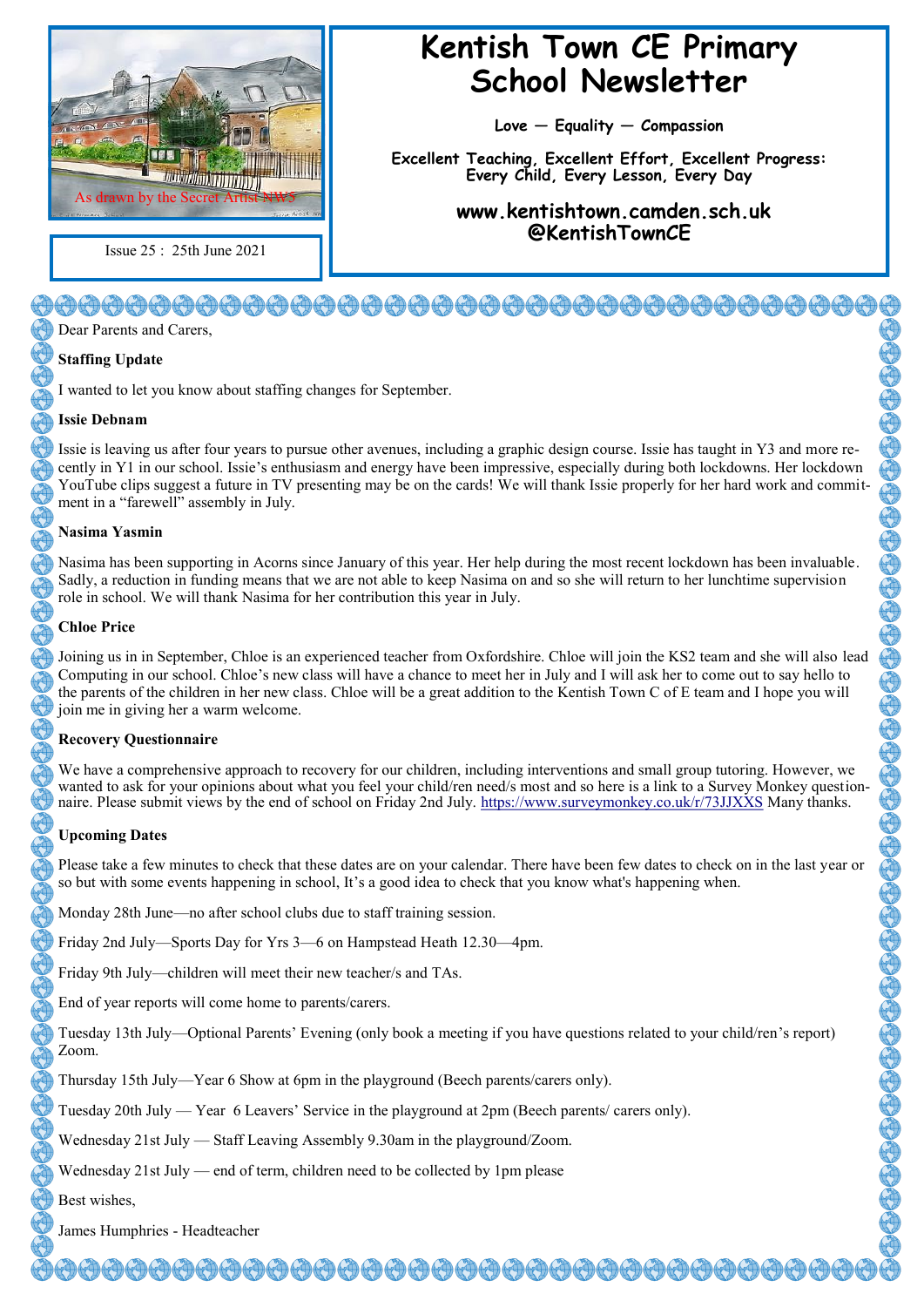As drawn by the Secret Artist NW5

Issue 25 : 25th June 2021

# Kentish Town CE Primary School Newsletter

**Love — Equality — Compassion**

**Excellent Teaching, Excellent Effort, Excellent Progress: Every Child, Every Lesson, Every Day**

**www.kentishtown.camden.sch.uk**
**@KentishTownCE**

Dear Parents and Carers,

## Staffing Update

I wanted to let you know about staffing changes for September.

### Issie Debnam

Issie is leaving us after four years to pursue other avenues, including a graphic design course. Issie has taught in Y3 and more recently in Y1 in our school. Issie's enthusiasm and energy have been impressive, especially during both lockdowns. Her lockdown YouTube clips suggest a future in TV presenting may be on the cards! We will thank Issie properly for her hard work and commitment in a "farewell" assembly in July.

### Nasima Yasmin

Nasima has been supporting in Acorns since January of this year. Her help during the most recent lockdown has been invaluable. Sadly, a reduction in funding means that we are not able to keep Nasima on and so she will return to her lunchtime supervision role in school. We will thank Nasima for her contribution this year in July.

### Chloe Price

Joining us in in September, Chloe is an experienced teacher from Oxfordshire. Chloe will join the KS2 team and she will also lead Computing in our school. Chloe's new class will have a chance to meet her in July and I will ask her to come out to say hello to the parents of the children in her new class. Chloe will be a great addition to the Kentish Town C of E team and I hope you will join me in giving her a warm welcome.

## Recovery Questionnaire

We have a comprehensive approach to recovery for our children, including interventions and small group tutoring. However, we wanted to ask for your opinions about what you feel your child/ren need/s most and so here is a link to a Survey Monkey questionnaire. Please submit views by the end of school on Friday 2nd July. https://www.surveymonkey.co.uk/r/73JJXXS Many thanks.

## Upcoming Dates

Please take a few minutes to check that these dates are on your calendar. There have been few dates to check on in the last year or so but with some events happening in school, It's a good idea to check that you know what's happening when.

Monday 28th June—no after school clubs due to staff training session.

Friday 2nd July—Sports Day for Yrs 3—6 on Hampstead Heath 12.30—4pm.

Friday 9th July—children will meet their new teacher/s and TAs.

End of year reports will come home to parents/carers.

Tuesday 13th July—Optional Parents' Evening (only book a meeting if you have questions related to your child/ren's report) Zoom.

Thursday 15th July—Year 6 Show at 6pm in the playground (Beech parents/carers only).

Tuesday 20th July — Year 6 Leavers' Service in the playground at 2pm (Beech parents/ carers only).

Wednesday 21st July — Staff Leaving Assembly 9.30am in the playground/Zoom.

Wednesday 21st July — end of term, children need to be collected by 1pm please

Best wishes,

James Humphries - Headteacher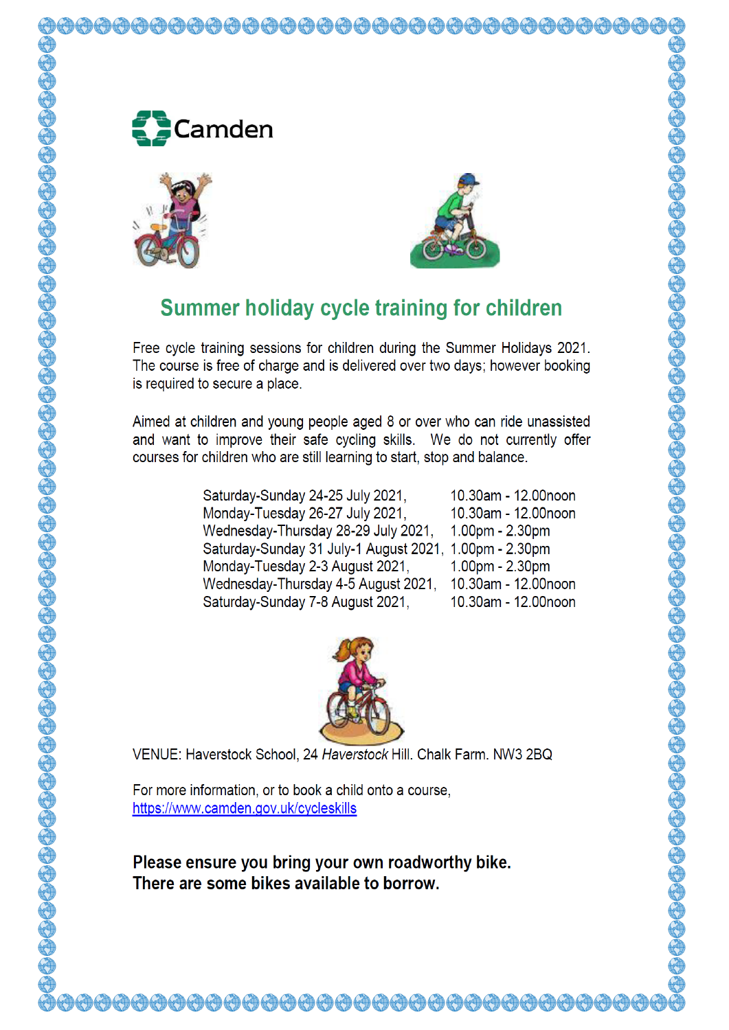Camden

# Summer holiday cycle training for children

Free cycle training sessions for children during the Summer Holidays 2021. The course is free of charge and is delivered over two days; however booking is required to secure a place.

Aimed at children and young people aged 8 or over who can ride unassisted and want to improve their safe cycling skills. We do not currently offer courses for children who are still learning to start, stop and balance.

| | |
|---|---|
| Saturday-Sunday 24-25 July 2021, | 10.30am - 12.00noon |
| Monday-Tuesday 26-27 July 2021, | 10.30am - 12.00noon |
| Wednesday-Thursday 28-29 July 2021, | 1.00pm - 2.30pm |
| Saturday-Sunday 31 July-1 August 2021, | 1.00pm - 2.30pm |
| Monday-Tuesday 2-3 August 2021, | 1.00pm - 2.30pm |
| Wednesday-Thursday 4-5 August 2021, | 10.30am - 12.00noon |
| Saturday-Sunday 7-8 August 2021, | 10.30am - 12.00noon |

VENUE: Haverstock School, 24 *Haverstock* Hill. Chalk Farm. NW3 2BQ

For more information, or to book a child onto a course,
https://www.camden.gov.uk/cycleskills

**Please ensure you bring your own roadworthy bike.**
**There are some bikes available to borrow.**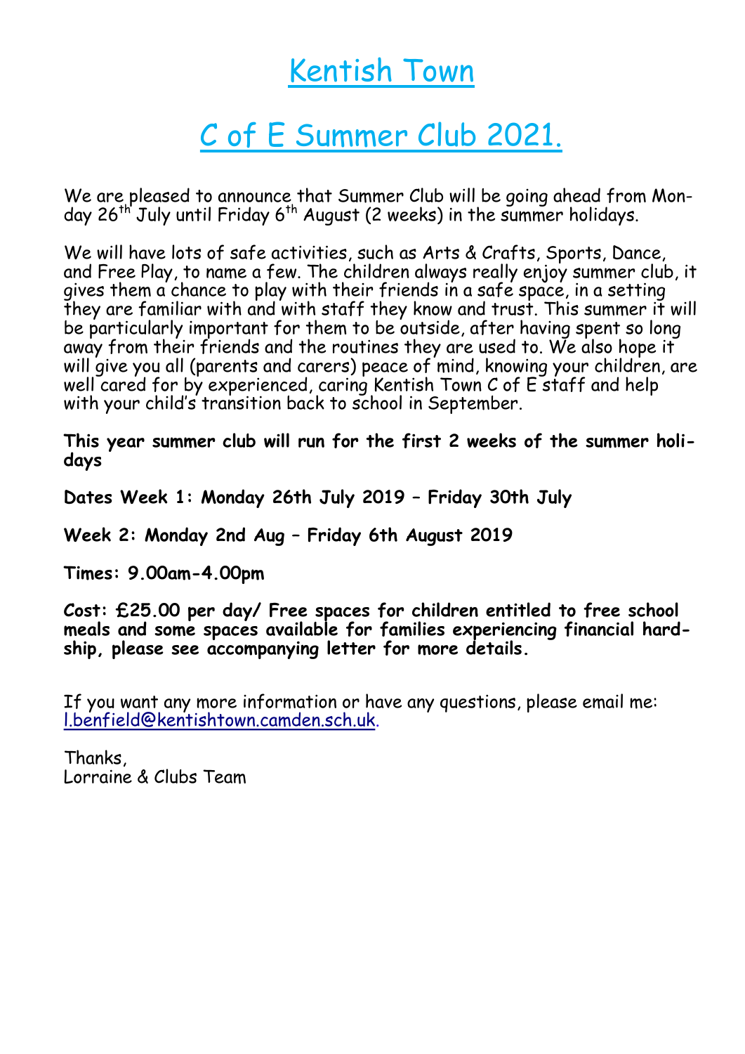# Kentish Town

# C of E Summer Club 2021.

We are pleased to announce that Summer Club will be going ahead from Monday 26th July until Friday 6th August (2 weeks) in the summer holidays.

We will have lots of safe activities, such as Arts & Crafts, Sports, Dance, and Free Play, to name a few. The children always really enjoy summer club, it gives them a chance to play with their friends in a safe space, in a setting they are familiar with and with staff they know and trust. This summer it will be particularly important for them to be outside, after having spent so long away from their friends and the routines they are used to. We also hope it will give you all (parents and carers) peace of mind, knowing your children, are well cared for by experienced, caring Kentish Town C of E staff and help with your child's transition back to school in September.

**This year summer club will run for the first 2 weeks of the summer holidays**

**Dates Week 1: Monday 26th July 2019 – Friday 30th July**

**Week 2: Monday 2nd Aug – Friday 6th August 2019**

**Times: 9.00am-4.00pm**

**Cost: £25.00 per day/ Free spaces for children entitled to free school meals and some spaces available for families experiencing financial hardship, please see accompanying letter for more details.**

If you want any more information or have any questions, please email me: l.benfield@kentishtown.camden.sch.uk.

Thanks,
Lorraine & Clubs Team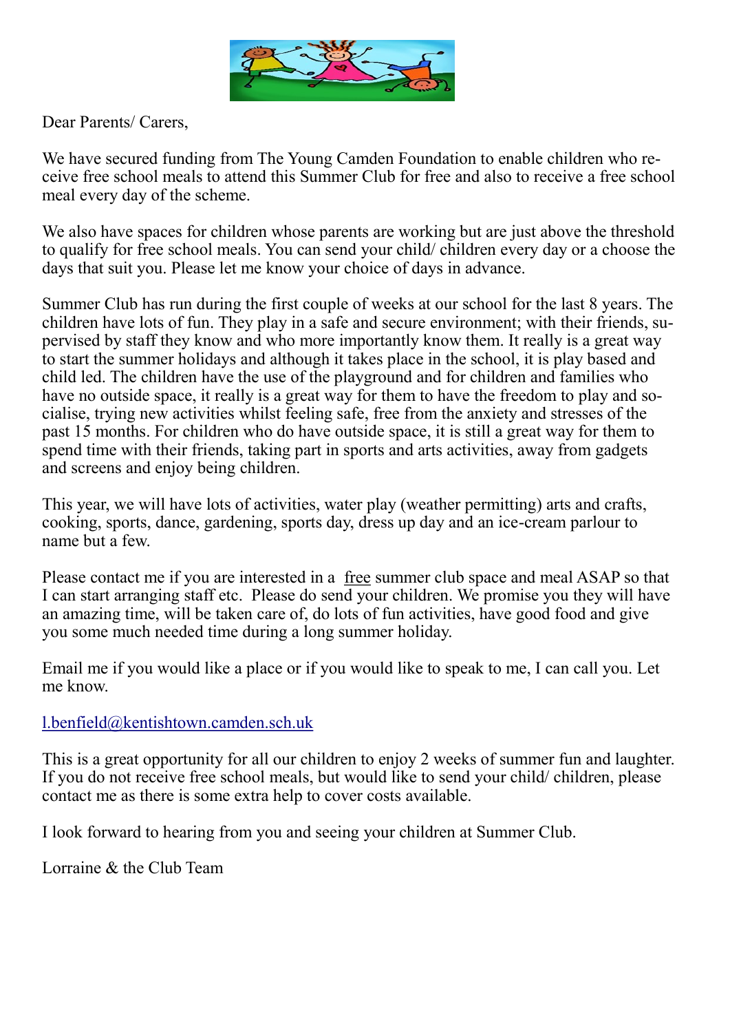Dear Parents/ Carers,

We have secured funding from The Young Camden Foundation to enable children who receive free school meals to attend this Summer Club for free and also to receive a free school meal every day of the scheme.

We also have spaces for children whose parents are working but are just above the threshold to qualify for free school meals. You can send your child/ children every day or a choose the days that suit you. Please let me know your choice of days in advance.

Summer Club has run during the first couple of weeks at our school for the last 8 years. The children have lots of fun. They play in a safe and secure environment; with their friends, supervised by staff they know and who more importantly know them. It really is a great way to start the summer holidays and although it takes place in the school, it is play based and child led. The children have the use of the playground and for children and families who have no outside space, it really is a great way for them to have the freedom to play and socialise, trying new activities whilst feeling safe, free from the anxiety and stresses of the past 15 months. For children who do have outside space, it is still a great way for them to spend time with their friends, taking part in sports and arts activities, away from gadgets and screens and enjoy being children.

This year, we will have lots of activities, water play (weather permitting) arts and crafts, cooking, sports, dance, gardening, sports day, dress up day and an ice-cream parlour to name but a few.

Please contact me if you are interested in a free summer club space and meal ASAP so that I can start arranging staff etc. Please do send your children. We promise you they will have an amazing time, will be taken care of, do lots of fun activities, have good food and give you some much needed time during a long summer holiday.

Email me if you would like a place or if you would like to speak to me, I can call you. Let me know.

l.benfield@kentishtown.camden.sch.uk

This is a great opportunity for all our children to enjoy 2 weeks of summer fun and laughter. If you do not receive free school meals, but would like to send your child/ children, please contact me as there is some extra help to cover costs available.

I look forward to hearing from you and seeing your children at Summer Club.

Lorraine & the Club Team